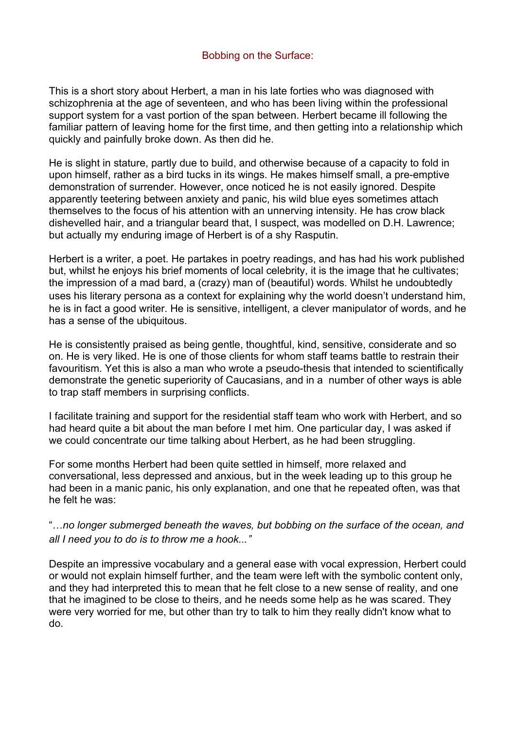# Bobbing on the Surface:

This is a short story about Herbert, a man in his late forties who was diagnosed with schizophrenia at the age of seventeen, and who has been living within the professional support system for a vast portion of the span between. Herbert became ill following the familiar pattern of leaving home for the first time, and then getting into a relationship which quickly and painfully broke down. As then did he.

He is slight in stature, partly due to build, and otherwise because of a capacity to fold in upon himself, rather as a bird tucks in its wings. He makes himself small, a pre-emptive demonstration of surrender. However, once noticed he is not easily ignored. Despite apparently teetering between anxiety and panic, his wild blue eyes sometimes attach themselves to the focus of his attention with an unnerving intensity. He has crow black dishevelled hair, and a triangular beard that, I suspect, was modelled on D.H. Lawrence; but actually my enduring image of Herbert is of a shy Rasputin.

Herbert is a writer, a poet. He partakes in poetry readings, and has had his work published but, whilst he enjoys his brief moments of local celebrity, it is the image that he cultivates; the impression of a mad bard, a (crazy) man of (beautiful) words. Whilst he undoubtedly uses his literary persona as a context for explaining why the world doesn't understand him, he is in fact a good writer. He is sensitive, intelligent, a clever manipulator of words, and he has a sense of the ubiquitous.

He is consistently praised as being gentle, thoughtful, kind, sensitive, considerate and so on. He is very liked. He is one of those clients for whom staff teams battle to restrain their favouritism. Yet this is also a man who wrote a pseudo-thesis that intended to scientifically demonstrate the genetic superiority of Caucasians, and in a number of other ways is able to trap staff members in surprising conflicts.

I facilitate training and support for the residential staff team who work with Herbert, and so had heard quite a bit about the man before I met him. One particular day, I was asked if we could concentrate our time talking about Herbert, as he had been struggling.

For some months Herbert had been quite settled in himself, more relaxed and conversational, less depressed and anxious, but in the week leading up to this group he had been in a manic panic, his only explanation, and one that he repeated often, was that he felt he was:

"*…no longer submerged beneath the waves, but bobbing on the surface of the ocean, and all I need you to do is to throw me a hook...*"

Despite an impressive vocabulary and a general ease with vocal expression, Herbert could or would not explain himself further, and the team were left with the symbolic content only, and they had interpreted this to mean that he felt close to a new sense of reality, and one that he imagined to be close to theirs, and he needs some help as he was scared. They were very worried for me, but other than try to talk to him they really didn't know what to do.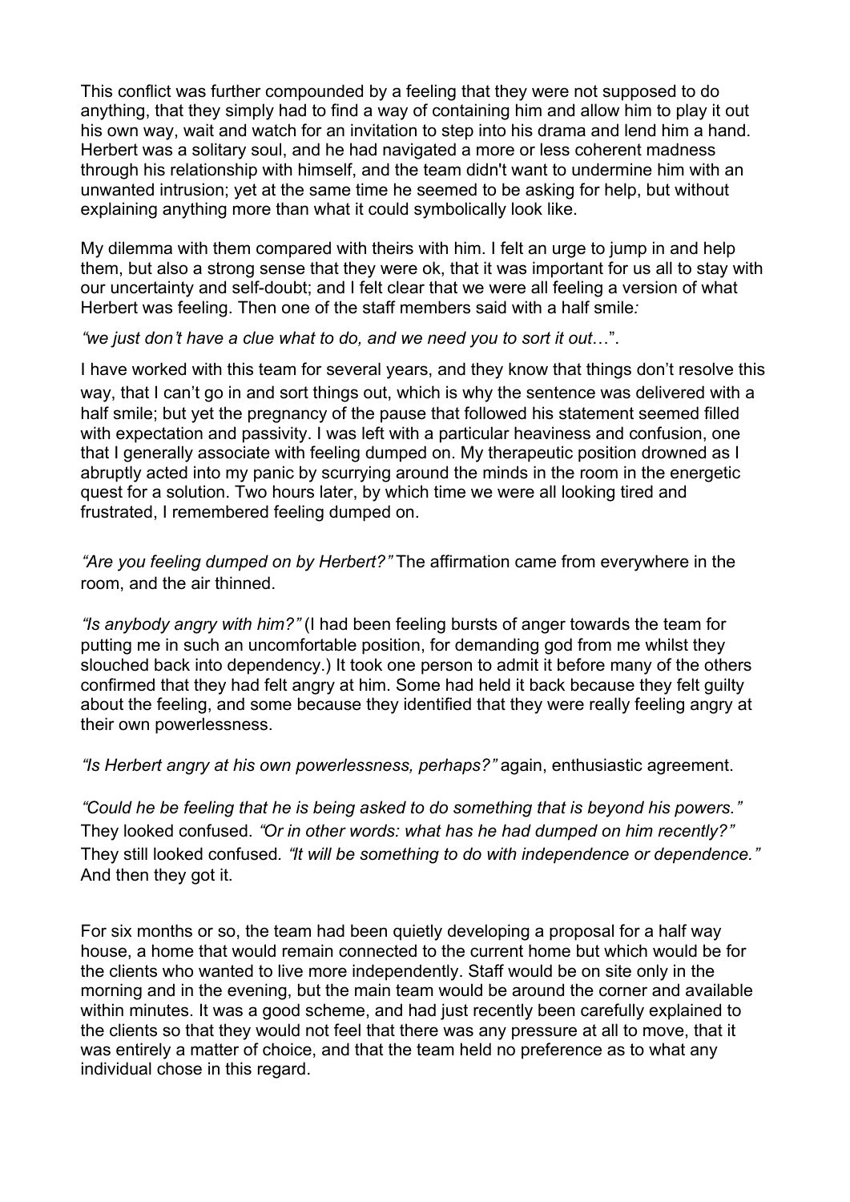This conflict was further compounded by a feeling that they were not supposed to do anything, that they simply had to find a way of containing him and allow him to play it out his own way, wait and watch for an invitation to step into his drama and lend him a hand. Herbert was a solitary soul, and he had navigated a more or less coherent madness through his relationship with himself, and the team didn't want to undermine him with an unwanted intrusion; yet at the same time he seemed to be asking for help, but without explaining anything more than what it could symbolically look like.

My dilemma with them compared with theirs with him. I felt an urge to jump in and help them, but also a strong sense that they were ok, that it was important for us all to stay with our uncertainty and self-doubt; and I felt clear that we were all feeling a version of what Herbert was feeling. Then one of the staff members said with a half smile*:*

*"we just don't have a clue what to do, and we need you to sort it out…"*.

I have worked with this team for several years, and they know that things don't resolve this way, that I can't go in and sort things out, which is why the sentence was delivered with a half smile; but yet the pregnancy of the pause that followed his statement seemed filled with expectation and passivity. I was left with a particular heaviness and confusion, one that I generally associate with feeling dumped on. My therapeutic position drowned as I abruptly acted into my panic by scurrying around the minds in the room in the energetic quest for a solution. Two hours later, by which time we were all looking tired and frustrated, I remembered feeling dumped on.

*"Are you feeling dumped on by Herbert?"* The affirmation came from everywhere in the room, and the air thinned.

*"Is anybody angry with him?"* (I had been feeling bursts of anger towards the team for putting me in such an uncomfortable position, for demanding god from me whilst they slouched back into dependency.) It took one person to admit it before many of the others confirmed that they had felt angry at him. Some had held it back because they felt guilty about the feeling, and some because they identified that they were really feeling angry at their own powerlessness.

*"Is Herbert angry at his own powerlessness, perhaps?"* again, enthusiastic agreement.

*"Could he be feeling that he is being asked to do something that is beyond his powers."* They looked confused. *"Or in other words: what has he had dumped on him recently?"* They still looked confused*. "It will be something to do with independence or dependence."* And then they got it.

For six months or so, the team had been quietly developing a proposal for a half way house, a home that would remain connected to the current home but which would be for the clients who wanted to live more independently. Staff would be on site only in the morning and in the evening, but the main team would be around the corner and available within minutes. It was a good scheme, and had just recently been carefully explained to the clients so that they would not feel that there was any pressure at all to move, that it was entirely a matter of choice, and that the team held no preference as to what any individual chose in this regard.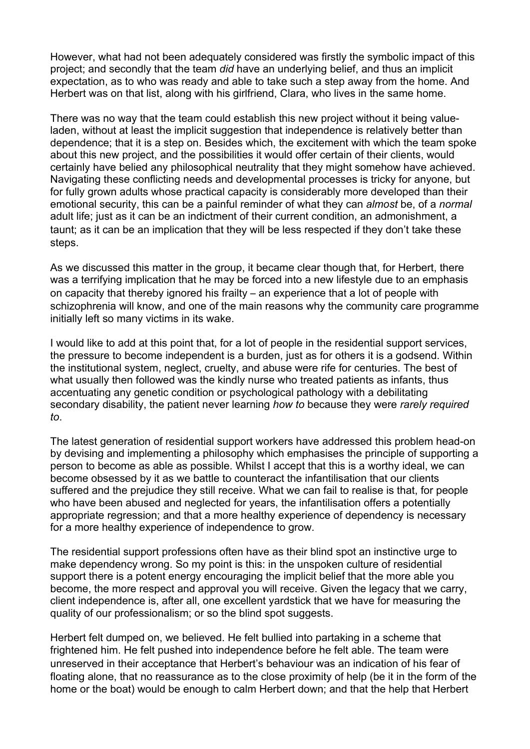However, what had not been adequately considered was firstly the symbolic impact of this project; and secondly that the team *did* have an underlying belief, and thus an implicit expectation, as to who was ready and able to take such a step away from the home. And Herbert was on that list, along with his girlfriend, Clara, who lives in the same home.

There was no way that the team could establish this new project without it being value-laden, without at least the implicit suggestion that independence is relatively better than dependence; that it is a step on. Besides which, the excitement with which the team spoke about this new project, and the possibilities it would offer certain of their clients, would certainly have belied any philosophical neutrality that they might somehow have achieved. Navigating these conflicting needs and developmental processes is tricky for anyone, but for fully grown adults whose practical capacity is considerably more developed than their emotional security, this can be a painful reminder of what they can *almost* be, of a *normal* adult life; just as it can be an indictment of their current condition, an admonishment, a taunt; as it can be an implication that they will be less respected if they don't take these steps.

As we discussed this matter in the group, it became clear though that, for Herbert, there was a terrifying implication that he may be forced into a new lifestyle due to an emphasis on capacity that thereby ignored his frailty – an experience that a lot of people with schizophrenia will know, and one of the main reasons why the community care programme initially left so many victims in its wake.

I would like to add at this point that, for a lot of people in the residential support services, the pressure to become independent is a burden, just as for others it is a godsend. Within the institutional system, neglect, cruelty, and abuse were rife for centuries. The best of what usually then followed was the kindly nurse who treated patients as infants, thus accentuating any genetic condition or psychological pathology with a debilitating secondary disability, the patient never learning *how to* because they were *rarely required to*.

The latest generation of residential support workers have addressed this problem head-on by devising and implementing a philosophy which emphasises the principle of supporting a person to become as able as possible. Whilst I accept that this is a worthy ideal, we can become obsessed by it as we battle to counteract the infantilisation that our clients suffered and the prejudice they still receive. What we can fail to realise is that, for people who have been abused and neglected for years, the infantilisation offers a potentially appropriate regression; and that a more healthy experience of dependency is necessary for a more healthy experience of independence to grow.

The residential support professions often have as their blind spot an instinctive urge to make dependency wrong. So my point is this: in the unspoken culture of residential support there is a potent energy encouraging the implicit belief that the more able you become, the more respect and approval you will receive. Given the legacy that we carry, client independence is, after all, one excellent yardstick that we have for measuring the quality of our professionalism; or so the blind spot suggests.

Herbert felt dumped on, we believed. He felt bullied into partaking in a scheme that frightened him. He felt pushed into independence before he felt able. The team were unreserved in their acceptance that Herbert's behaviour was an indication of his fear of floating alone, that no reassurance as to the close proximity of help (be it in the form of the home or the boat) would be enough to calm Herbert down; and that the help that Herbert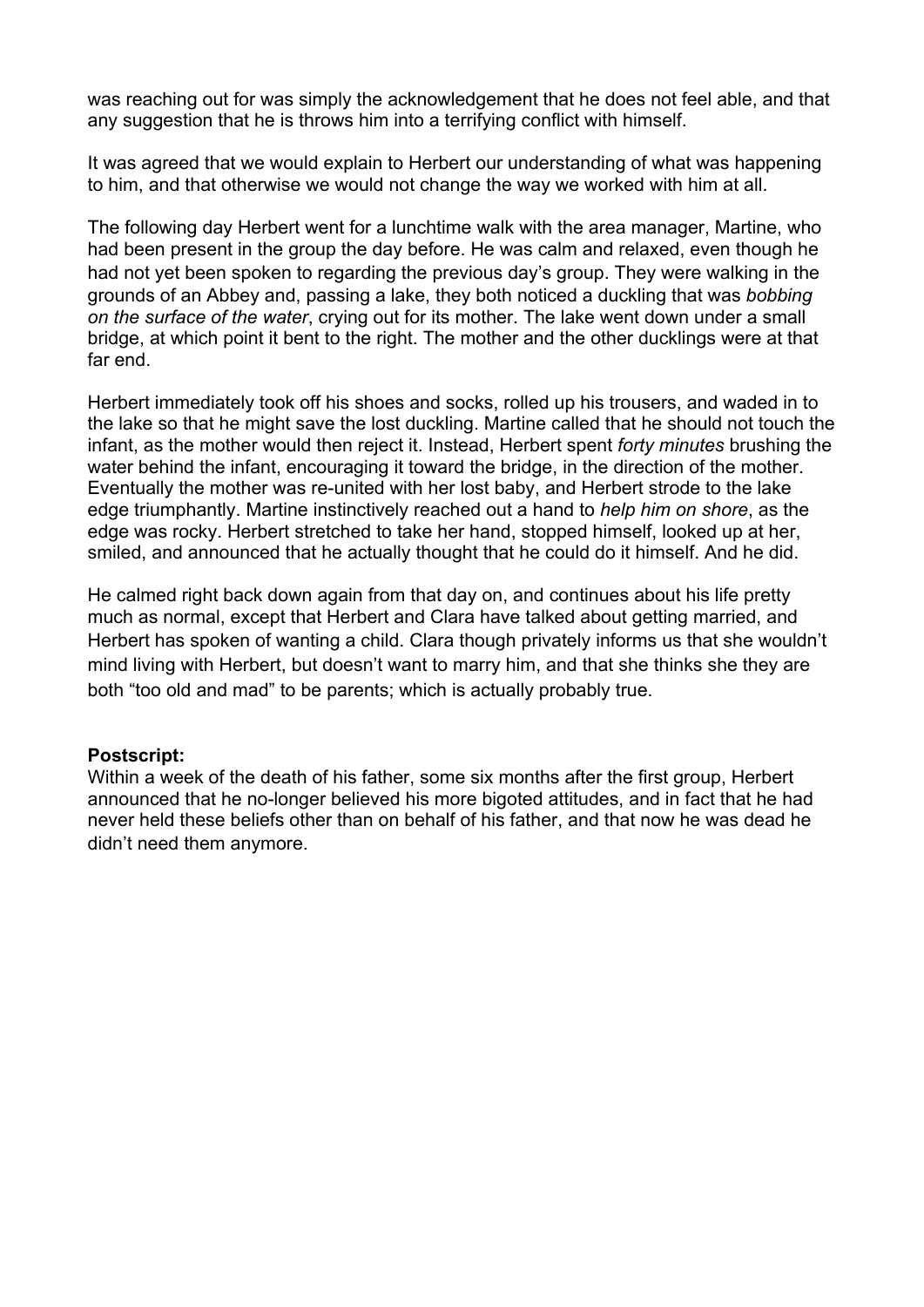was reaching out for was simply the acknowledgement that he does not feel able, and that any suggestion that he is throws him into a terrifying conflict with himself.

It was agreed that we would explain to Herbert our understanding of what was happening to him, and that otherwise we would not change the way we worked with him at all.

The following day Herbert went for a lunchtime walk with the area manager, Martine, who had been present in the group the day before. He was calm and relaxed, even though he had not yet been spoken to regarding the previous day's group. They were walking in the grounds of an Abbey and, passing a lake, they both noticed a duckling that was *bobbing on the surface of the water*, crying out for its mother. The lake went down under a small bridge, at which point it bent to the right. The mother and the other ducklings were at that far end.

Herbert immediately took off his shoes and socks, rolled up his trousers, and waded in to the lake so that he might save the lost duckling. Martine called that he should not touch the infant, as the mother would then reject it. Instead, Herbert spent *forty minutes* brushing the water behind the infant, encouraging it toward the bridge, in the direction of the mother. Eventually the mother was re-united with her lost baby, and Herbert strode to the lake edge triumphantly. Martine instinctively reached out a hand to *help him on shore*, as the edge was rocky. Herbert stretched to take her hand, stopped himself, looked up at her, smiled, and announced that he actually thought that he could do it himself. And he did.

He calmed right back down again from that day on, and continues about his life pretty much as normal, except that Herbert and Clara have talked about getting married, and Herbert has spoken of wanting a child. Clara though privately informs us that she wouldn't mind living with Herbert, but doesn't want to marry him, and that she thinks she they are both "too old and mad" to be parents; which is actually probably true.

**Postscript:**
Within a week of the death of his father, some six months after the first group, Herbert announced that he no-longer believed his more bigoted attitudes, and in fact that he had never held these beliefs other than on behalf of his father, and that now he was dead he didn't need them anymore.